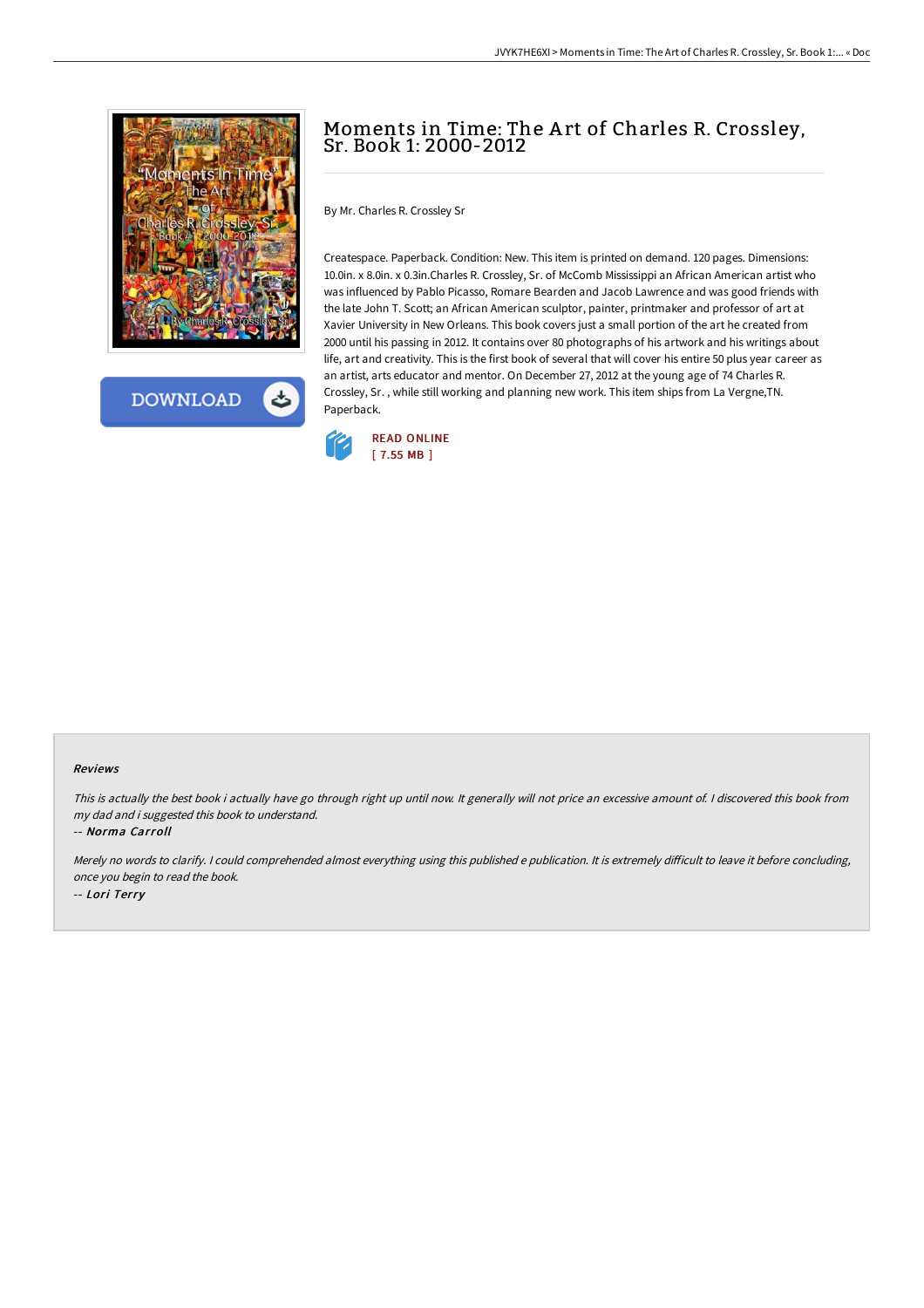# Moments in Time: The Art of Charles R. Crossley, Sr. Book 1: 2000-2012

By Mr. Charles R. Crossley Sr

Createspace. Paperback. Condition: New. This item is printed on demand. 120 pages. Dimensions: 10.0in. x 8.0in. x 0.3in.Charles R. Crossley, Sr. of McComb Mississippi an African American artist who was influenced by Pablo Picasso, Romare Bearden and Jacob Lawrence and was good friends with the late John T. Scott; an African American sculptor, painter, printmaker and professor of art at Xavier University in New Orleans. This book covers just a small portion of the art he created from 2000 until his passing in 2012. It contains over 80 photographs of his artwork and his writings about life, art and creativity. This is the first book of several that will cover his entire 50 plus year career as an artist, arts educator and mentor. On December 27, 2012 at the young age of 74 Charles R. Crossley, Sr. , while still working and planning new work. This item ships from La Vergne,TN. Paperback.

READ ONLINE
[ 7.55 MB ]

DOWNLOAD

#### Reviews

*This is actually the best book i actually have go through right up until now. It generally will not price an excessive amount of. I discovered this book from my dad and i suggested this book to understand.*

-- ***Norma Carroll***

*Merely no words to clarify. I could comprehended almost everything using this published e publication. It is extremely difficult to leave it before concluding, once you begin to read the book.*

-- ***Lori Terry***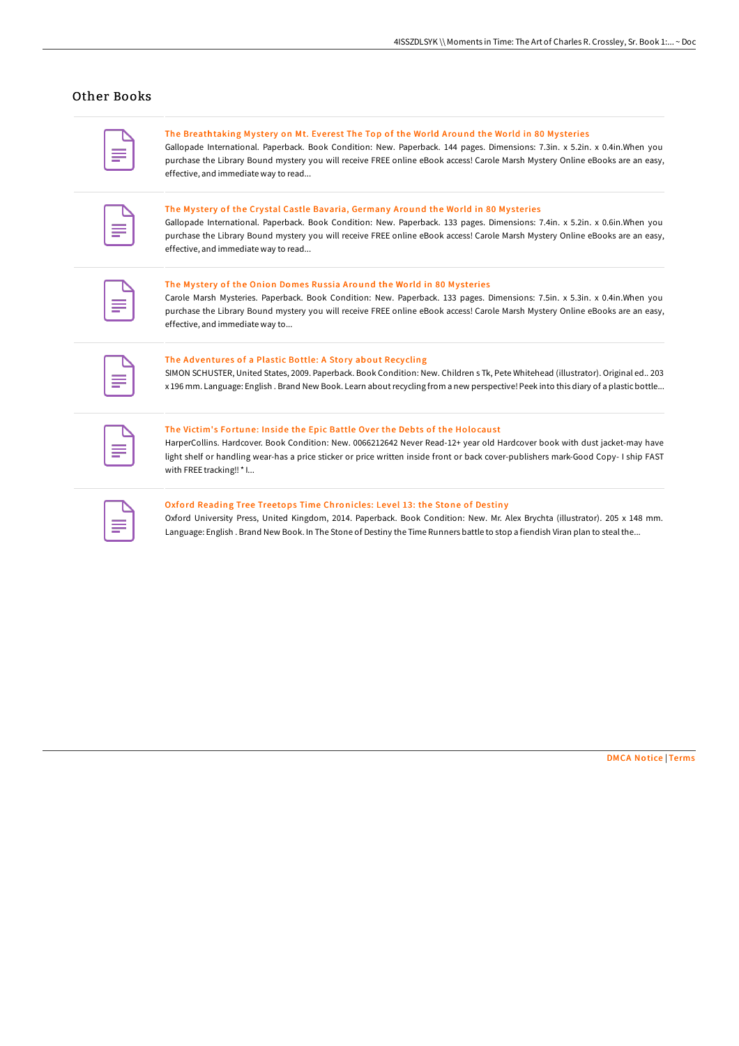## Other Books

### The Breathtaking Mystery on Mt. Everest The Top of the World Around the World in 80 Mysteries

Gallopade International. Paperback. Book Condition: New. Paperback. 144 pages. Dimensions: 7.3in. x 5.2in. x 0.4in.When you purchase the Library Bound mystery you will receive FREE online eBook access! Carole Marsh Mystery Online eBooks are an easy, effective, and immediate way to read...

### The Mystery of the Crystal Castle Bavaria, Germany Around the World in 80 Mysteries

Gallopade International. Paperback. Book Condition: New. Paperback. 133 pages. Dimensions: 7.4in. x 5.2in. x 0.6in.When you purchase the Library Bound mystery you will receive FREE online eBook access! Carole Marsh Mystery Online eBooks are an easy, effective, and immediate way to read...

### The Mystery of the Onion Domes Russia Around the World in 80 Mysteries

Carole Marsh Mysteries. Paperback. Book Condition: New. Paperback. 133 pages. Dimensions: 7.5in. x 5.3in. x 0.4in.When you purchase the Library Bound mystery you will receive FREE online eBook access! Carole Marsh Mystery Online eBooks are an easy, effective, and immediate way to...

### The Adventures of a Plastic Bottle: A Story about Recycling

SIMON SCHUSTER, United States, 2009. Paperback. Book Condition: New. Children s Tk, Pete Whitehead (illustrator). Original ed.. 203 x 196 mm. Language: English . Brand New Book. Learn about recycling from a new perspective! Peek into this diary of a plastic bottle...

### The Victim's Fortune: Inside the Epic Battle Over the Debts of the Holocaust

HarperCollins. Hardcover. Book Condition: New. 0066212642 Never Read-12+ year old Hardcover book with dust jacket-may have light shelf or handling wear-has a price sticker or price written inside front or back cover-publishers mark-Good Copy- I ship FAST with FREE tracking!! * I...

### Oxford Reading Tree Treetops Time Chronicles: Level 13: the Stone of Destiny

Oxford University Press, United Kingdom, 2014. Paperback. Book Condition: New. Mr. Alex Brychta (illustrator). 205 x 148 mm. Language: English . Brand New Book. In The Stone of Destiny the Time Runners battle to stop a fiendish Viran plan to steal the...